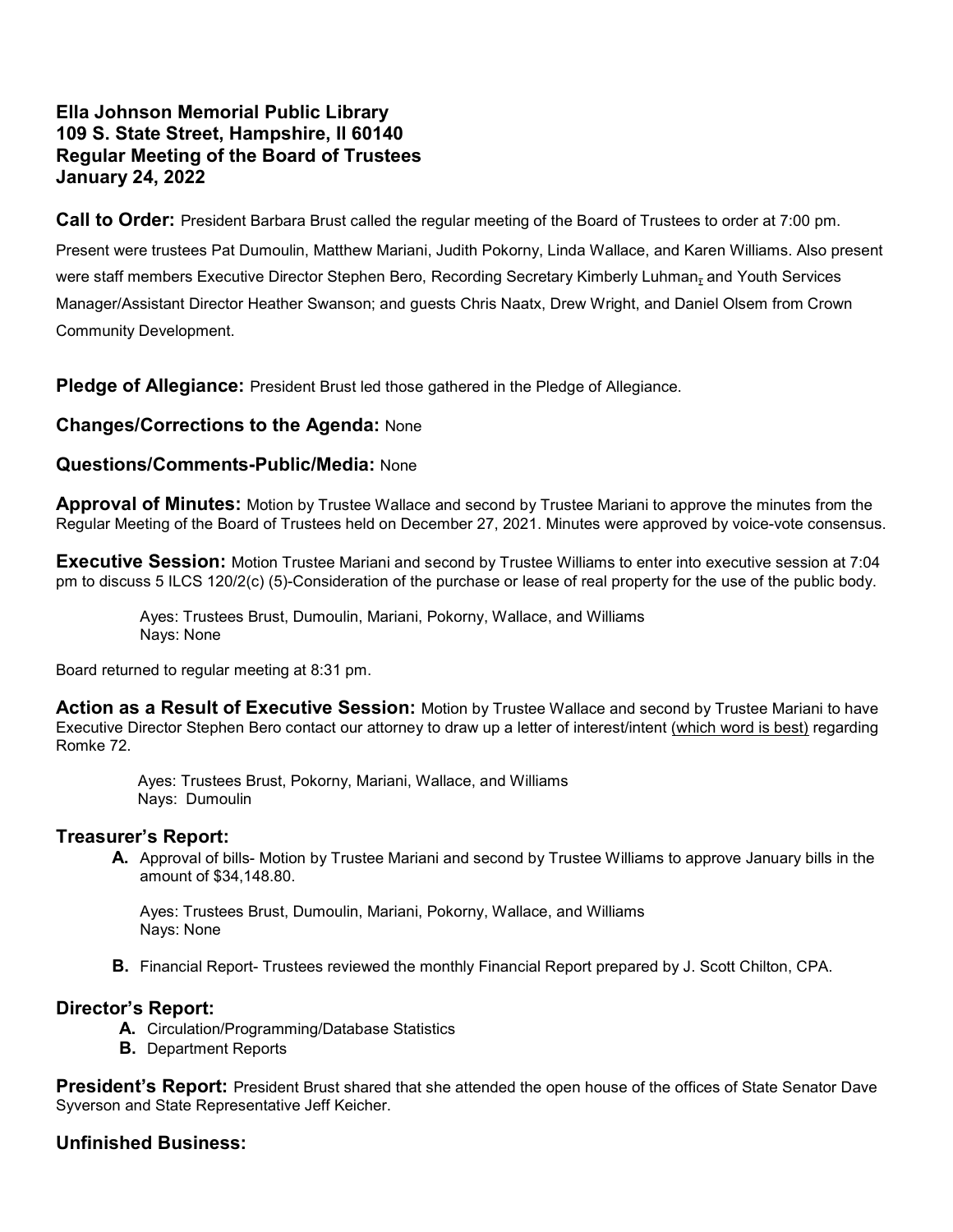# Ella Johnson Memorial Public Library
# 109 S. State Street, Hampshire, Il 60140
# Regular Meeting of the Board of Trustees
# January 24, 2022

**Call to Order:** President Barbara Brust called the regular meeting of the Board of Trustees to order at 7:00 pm. Present were trustees Pat Dumoulin, Matthew Mariani, Judith Pokorny, Linda Wallace, and Karen Williams. Also present were staff members Executive Director Stephen Bero, Recording Secretary Kimberly Luhman, and Youth Services Manager/Assistant Director Heather Swanson; and guests Chris Naatx, Drew Wright, and Daniel Olsem from Crown Community Development.

**Pledge of Allegiance:** President Brust led those gathered in the Pledge of Allegiance.

**Changes/Corrections to the Agenda:** None

**Questions/Comments-Public/Media:** None

**Approval of Minutes:** Motion by Trustee Wallace and second by Trustee Mariani to approve the minutes from the Regular Meeting of the Board of Trustees held on December 27, 2021. Minutes were approved by voice-vote consensus.

**Executive Session:** Motion Trustee Mariani and second by Trustee Williams to enter into executive session at 7:04 pm to discuss 5 ILCS 120/2(c) (5)-Consideration of the purchase or lease of real property for the use of the public body.

> Ayes: Trustees Brust, Dumoulin, Mariani, Pokorny, Wallace, and Williams
> Nays: None

Board returned to regular meeting at 8:31 pm.

**Action as a Result of Executive Session:** Motion by Trustee Wallace and second by Trustee Mariani to have Executive Director Stephen Bero contact our attorney to draw up a letter of interest/intent (which word is best) regarding Romke 72.

> Ayes: Trustees Brust, Pokorny, Mariani, Wallace, and Williams
> Nays: Dumoulin

## Treasurer's Report:

**A.** Approval of bills- Motion by Trustee Mariani and second by Trustee Williams to approve January bills in the amount of $34,148.80.

> Ayes: Trustees Brust, Dumoulin, Mariani, Pokorny, Wallace, and Williams
> Nays: None

**B.** Financial Report- Trustees reviewed the monthly Financial Report prepared by J. Scott Chilton, CPA.

## Director's Report:

**A.** Circulation/Programming/Database Statistics
**B.** Department Reports

**President's Report:** President Brust shared that she attended the open house of the offices of State Senator Dave Syverson and State Representative Jeff Keicher.

## Unfinished Business: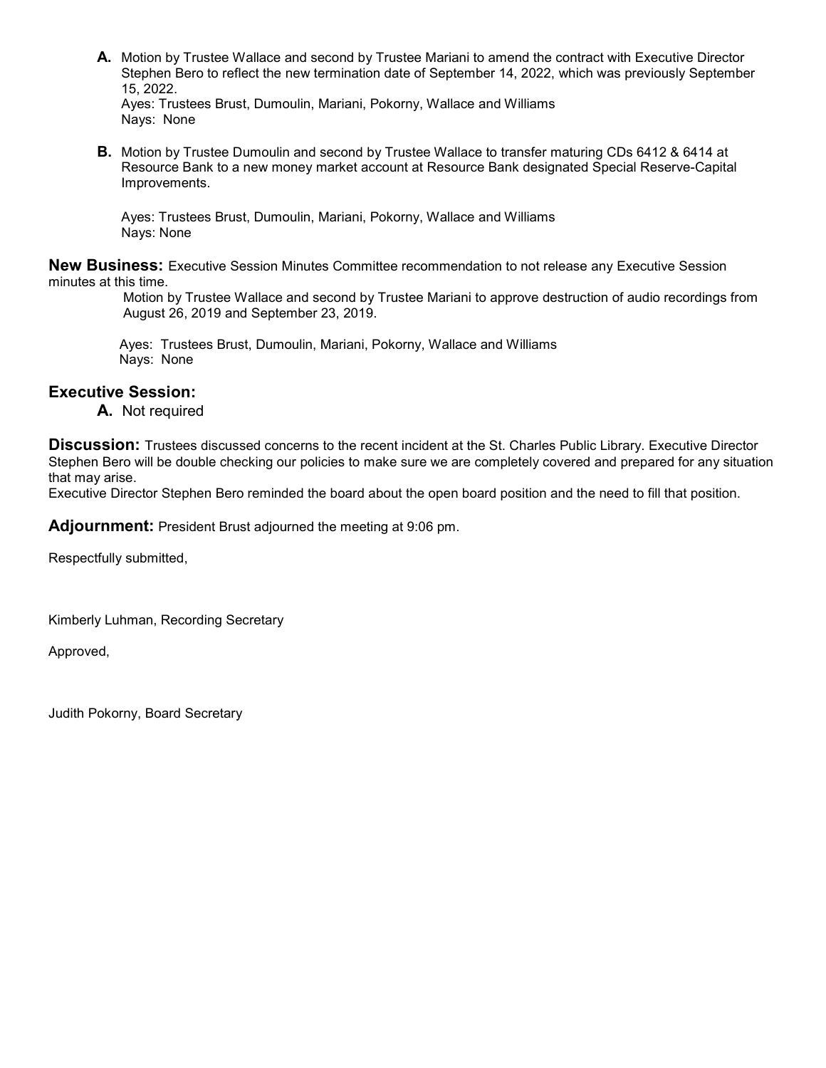**A.** Motion by Trustee Wallace and second by Trustee Mariani to amend the contract with Executive Director Stephen Bero to reflect the new termination date of September 14, 2022, which was previously September 15, 2022.
Ayes: Trustees Brust, Dumoulin, Mariani, Pokorny, Wallace and Williams
Nays: None

**B.** Motion by Trustee Dumoulin and second by Trustee Wallace to transfer maturing CDs 6412 & 6414 at Resource Bank to a new money market account at Resource Bank designated Special Reserve-Capital Improvements.

Ayes: Trustees Brust, Dumoulin, Mariani, Pokorny, Wallace and Williams
Nays: None

**New Business:** Executive Session Minutes Committee recommendation to not release any Executive Session minutes at this time.

Motion by Trustee Wallace and second by Trustee Mariani to approve destruction of audio recordings from August 26, 2019 and September 23, 2019.

Ayes: Trustees Brust, Dumoulin, Mariani, Pokorny, Wallace and Williams
Nays: None

## Executive Session:

**A.** Not required

**Discussion:** Trustees discussed concerns to the recent incident at the St. Charles Public Library. Executive Director Stephen Bero will be double checking our policies to make sure we are completely covered and prepared for any situation that may arise.
Executive Director Stephen Bero reminded the board about the open board position and the need to fill that position.

**Adjournment:** President Brust adjourned the meeting at 9:06 pm.

Respectfully submitted,

Kimberly Luhman, Recording Secretary

Approved,

Judith Pokorny, Board Secretary